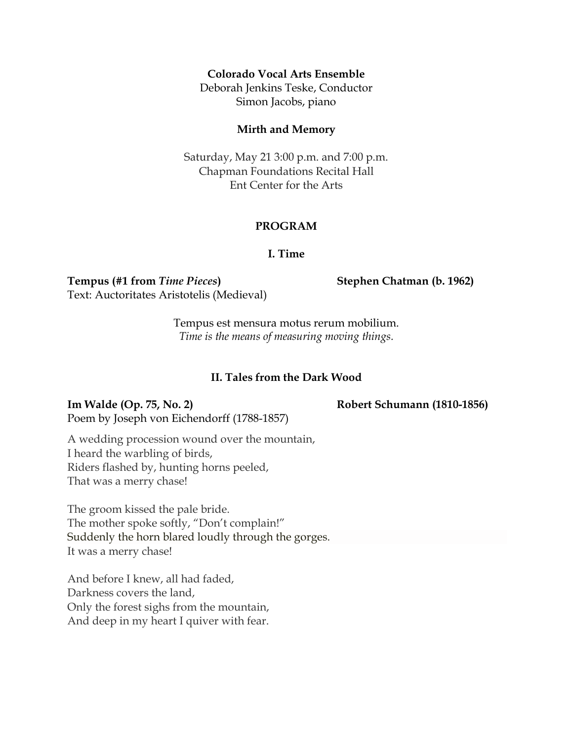**Colorado Vocal Arts Ensemble**
Deborah Jenkins Teske, Conductor
Simon Jacobs, piano

**Mirth and Memory**

Saturday, May 21 3:00 p.m. and 7:00 p.m.
Chapman Foundations Recital Hall
Ent Center for the Arts

## PROGRAM

### I. Time

**Tempus (#1 from *Time Pieces*)** — **Stephen Chatman (b. 1962)**
Text: Auctoritates Aristotelis (Medieval)

Tempus est mensura motus rerum mobilium.
*Time is the means of measuring moving things.*

### II. Tales from the Dark Wood

**Im Walde (Op. 75, No. 2)** — **Robert Schumann (1810-1856)**
Poem by Joseph von Eichendorff (1788-1857)

A wedding procession wound over the mountain,
I heard the warbling of birds,
Riders flashed by, hunting horns peeled,
That was a merry chase!

The groom kissed the pale bride.
The mother spoke softly, "Don't complain!"
Suddenly the horn blared loudly through the gorges.
It was a merry chase!

And before I knew, all had faded,
Darkness covers the land,
Only the forest sighs from the mountain,
And deep in my heart I quiver with fear.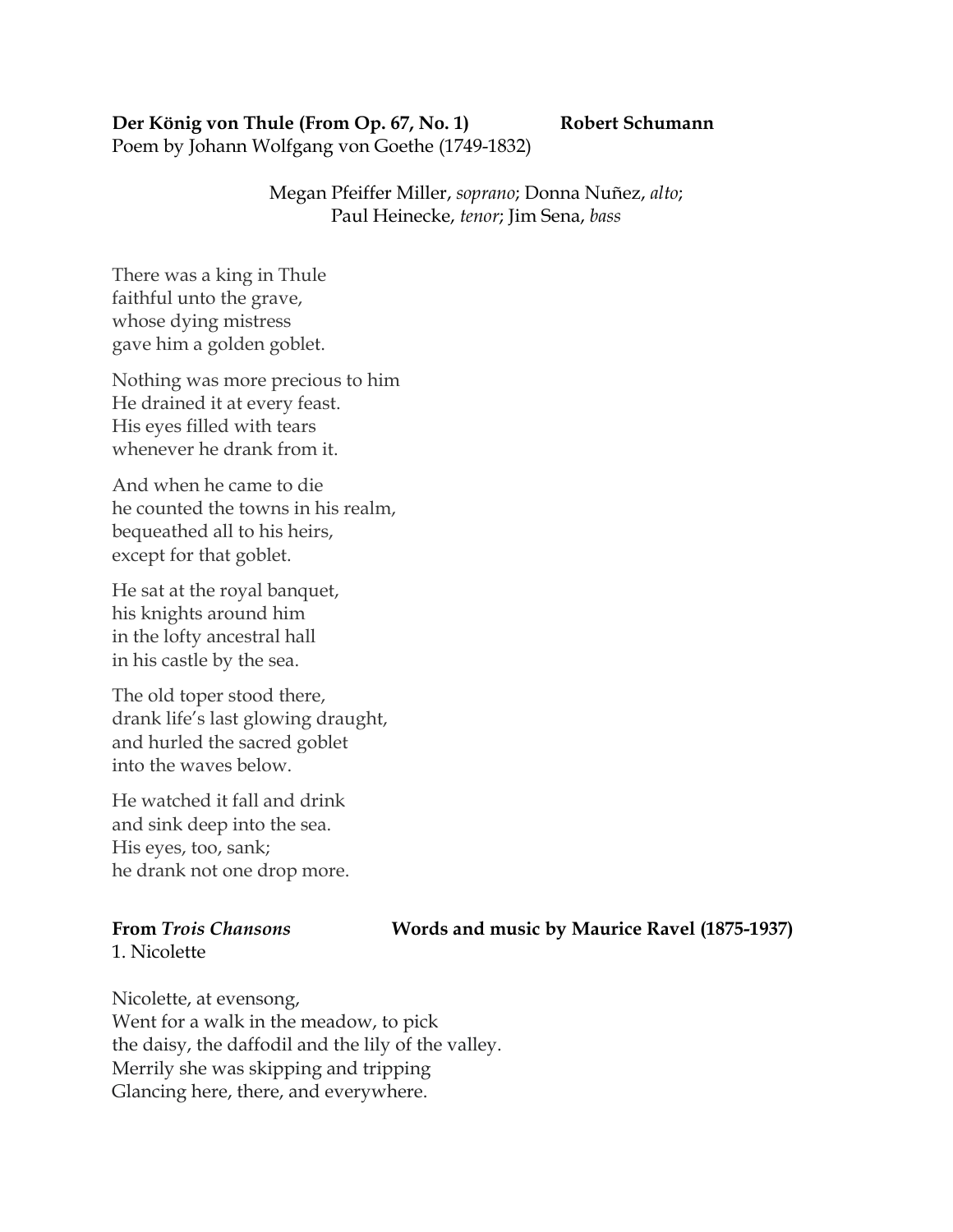**Der König von Thule (From Op. 67, No. 1)** **Robert Schumann**
Poem by Johann Wolfgang von Goethe (1749-1832)

Megan Pfeiffer Miller, *soprano*; Donna Nuñez, *alto*;
Paul Heinecke, *tenor*; Jim Sena, *bass*

There was a king in Thule
faithful unto the grave,
whose dying mistress
gave him a golden goblet.

Nothing was more precious to him
He drained it at every feast.
His eyes filled with tears
whenever he drank from it.

And when he came to die
he counted the towns in his realm,
bequeathed all to his heirs,
except for that goblet.

He sat at the royal banquet,
his knights around him
in the lofty ancestral hall
in his castle by the sea.

The old toper stood there,
drank life's last glowing draught,
and hurled the sacred goblet
into the waves below.

He watched it fall and drink
and sink deep into the sea.
His eyes, too, sank;
he drank not one drop more.

**From *Trois Chansons*** **Words and music by Maurice Ravel (1875-1937)**
1. Nicolette

Nicolette, at evensong,
Went for a walk in the meadow, to pick
the daisy, the daffodil and the lily of the valley.
Merrily she was skipping and tripping
Glancing here, there, and everywhere.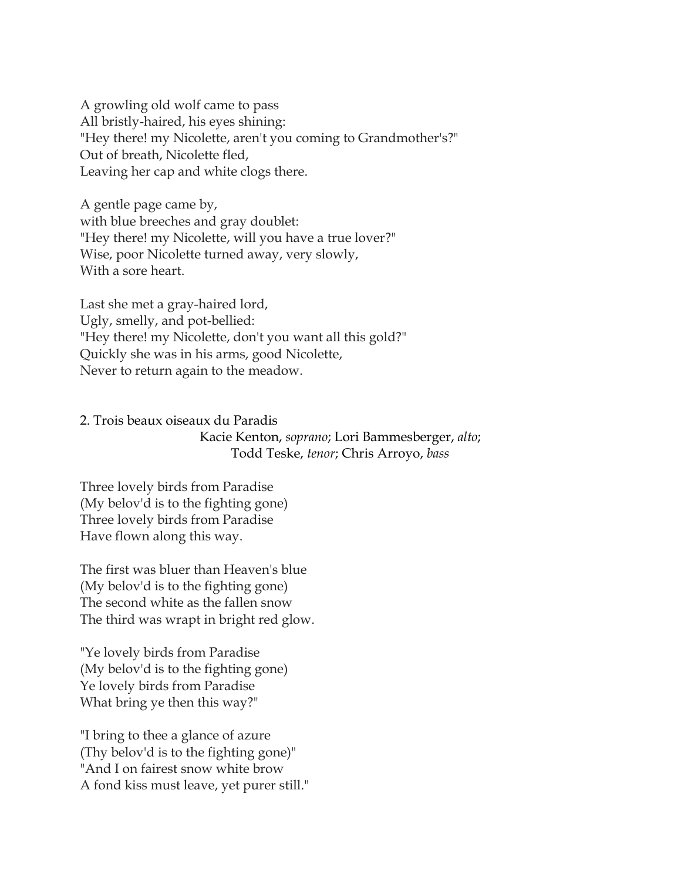A growling old wolf came to pass  
All bristly-haired, his eyes shining:  
"Hey there! my Nicolette, aren't you coming to Grandmother's?"  
Out of breath, Nicolette fled,  
Leaving her cap and white clogs there.

A gentle page came by,  
with blue breeches and gray doublet:  
"Hey there! my Nicolette, will you have a true lover?"  
Wise, poor Nicolette turned away, very slowly,  
With a sore heart.

Last she met a gray-haired lord,  
Ugly, smelly, and pot-bellied:  
"Hey there! my Nicolette, don't you want all this gold?"  
Quickly she was in his arms, good Nicolette,  
Never to return again to the meadow.

2. Trois beaux oiseaux du Paradis

Kacie Kenton, *soprano*; Lori Bammesberger, *alto*;  
Todd Teske, *tenor*; Chris Arroyo, *bass*

Three lovely birds from Paradise  
(My belov'd is to the fighting gone)  
Three lovely birds from Paradise  
Have flown along this way.

The first was bluer than Heaven's blue  
(My belov'd is to the fighting gone)  
The second white as the fallen snow  
The third was wrapt in bright red glow.

"Ye lovely birds from Paradise  
(My belov'd is to the fighting gone)  
Ye lovely birds from Paradise  
What bring ye then this way?"

"I bring to thee a glance of azure  
(Thy belov'd is to the fighting gone)"  
"And I on fairest snow white brow  
A fond kiss must leave, yet purer still."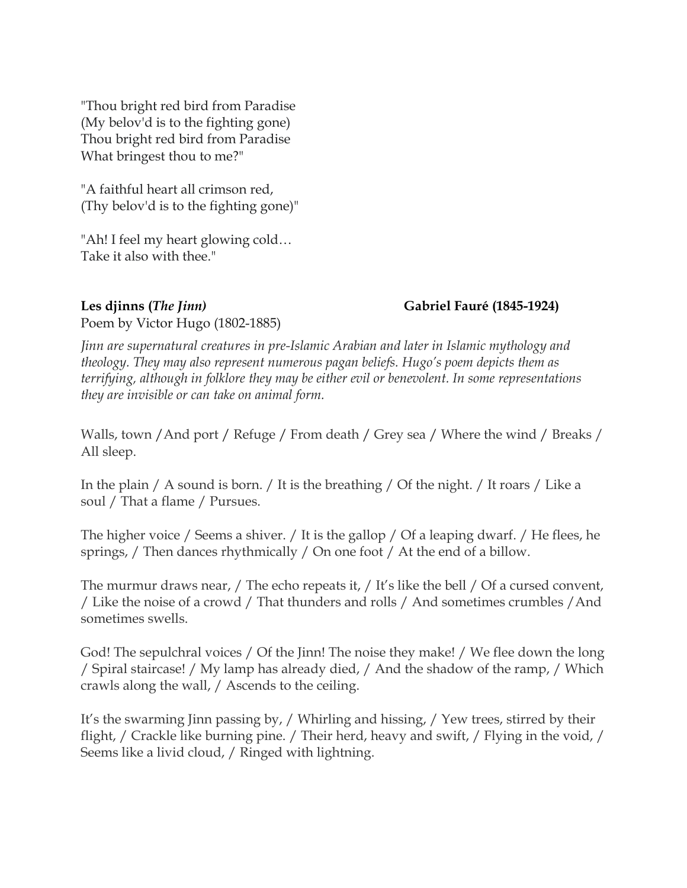"Thou bright red bird from Paradise
(My belov'd is to the fighting gone)
Thou bright red bird from Paradise
What bringest thou to me?"

"A faithful heart all crimson red,
(Thy belov'd is to the fighting gone)"

"Ah! I feel my heart glowing cold…
Take it also with thee."

**Les djinns (*The Jinn*)** **Gabriel Fauré (1845-1924)**

Poem by Victor Hugo (1802-1885)

*Jinn are supernatural creatures in pre-Islamic Arabian and later in Islamic mythology and theology. They may also represent numerous pagan beliefs. Hugo's poem depicts them as terrifying, although in folklore they may be either evil or benevolent. In some representations they are invisible or can take on animal form.*

Walls, town / And port / Refuge / From death / Grey sea / Where the wind / Breaks / All sleep.

In the plain / A sound is born. / It is the breathing / Of the night. / It roars / Like a soul / That a flame / Pursues.

The higher voice / Seems a shiver. / It is the gallop / Of a leaping dwarf. / He flees, he springs, / Then dances rhythmically / On one foot / At the end of a billow.

The murmur draws near, / The echo repeats it, / It's like the bell / Of a cursed convent, / Like the noise of a crowd / That thunders and rolls / And sometimes crumbles / And sometimes swells.

God! The sepulchral voices / Of the Jinn! The noise they make! / We flee down the long / Spiral staircase! / My lamp has already died, / And the shadow of the ramp, / Which crawls along the wall, / Ascends to the ceiling.

It's the swarming Jinn passing by, / Whirling and hissing, / Yew trees, stirred by their flight, / Crackle like burning pine. / Their herd, heavy and swift, / Flying in the void, / Seems like a livid cloud, / Ringed with lightning.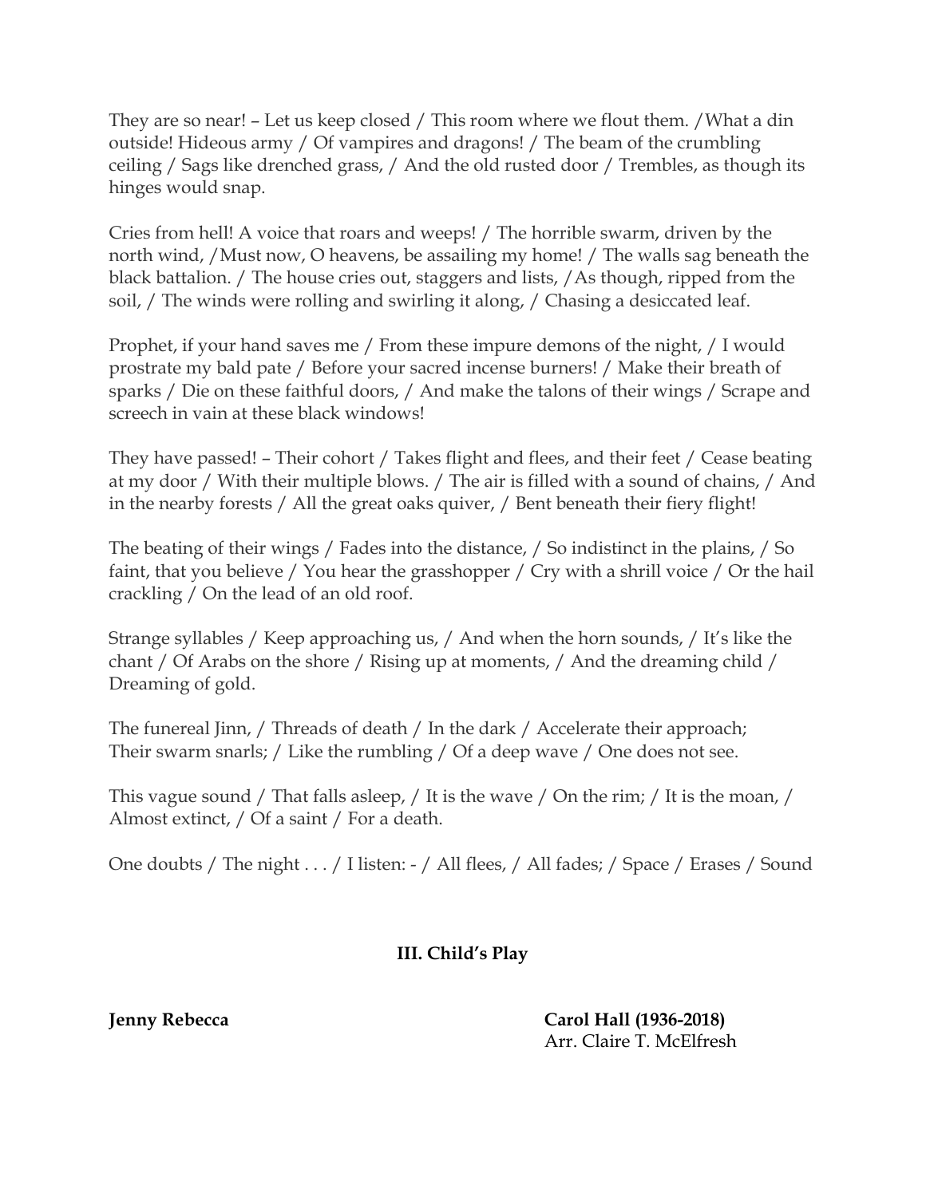They are so near! – Let us keep closed / This room where we flout them. /What a din outside! Hideous army / Of vampires and dragons! / The beam of the crumbling ceiling / Sags like drenched grass, / And the old rusted door / Trembles, as though its hinges would snap.

Cries from hell! A voice that roars and weeps! / The horrible swarm, driven by the north wind, /Must now, O heavens, be assailing my home! / The walls sag beneath the black battalion. / The house cries out, staggers and lists, /As though, ripped from the soil, / The winds were rolling and swirling it along, / Chasing a desiccated leaf.

Prophet, if your hand saves me / From these impure demons of the night, / I would prostrate my bald pate / Before your sacred incense burners! / Make their breath of sparks / Die on these faithful doors, / And make the talons of their wings / Scrape and screech in vain at these black windows!

They have passed! – Their cohort / Takes flight and flees, and their feet / Cease beating at my door / With their multiple blows. / The air is filled with a sound of chains, / And in the nearby forests / All the great oaks quiver, / Bent beneath their fiery flight!

The beating of their wings / Fades into the distance, / So indistinct in the plains, / So faint, that you believe / You hear the grasshopper / Cry with a shrill voice / Or the hail crackling / On the lead of an old roof.

Strange syllables / Keep approaching us, / And when the horn sounds, / It's like the chant / Of Arabs on the shore / Rising up at moments, / And the dreaming child / Dreaming of gold.

The funereal Jinn, / Threads of death / In the dark / Accelerate their approach;
Their swarm snarls; / Like the rumbling / Of a deep wave / One does not see.

This vague sound / That falls asleep, / It is the wave / On the rim; / It is the moan, / Almost extinct, / Of a saint / For a death.

One doubts / The night . . . / I listen: - / All flees, / All fades; / Space / Erases / Sound

## III. Child's Play

**Jenny Rebecca** | **Carol Hall (1936-2018)**
Arr. Claire T. McElfresh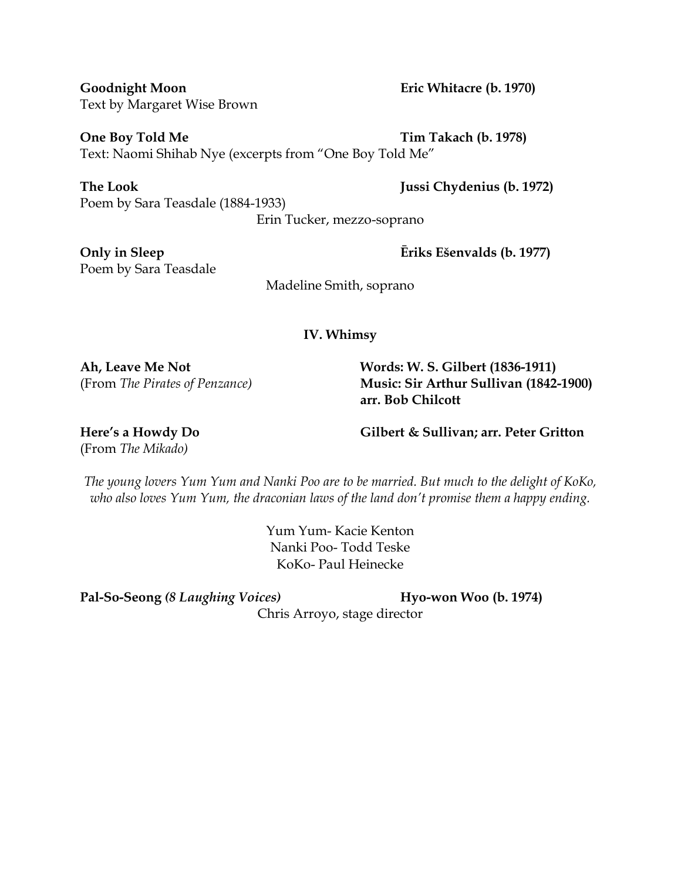**Goodnight Moon** **Eric Whitacre (b. 1970)**
Text by Margaret Wise Brown

**One Boy Told Me** **Tim Takach (b. 1978)**
Text: Naomi Shihab Nye (excerpts from "One Boy Told Me"

**The Look** **Jussi Chydenius (b. 1972)**
Poem by Sara Teasdale (1884-1933)

Erin Tucker, mezzo-soprano

**Only in Sleep** **Ēriks Ešenvalds (b. 1977)**
Poem by Sara Teasdale

Madeline Smith, soprano

## IV. Whimsy

**Ah, Leave Me Not** **Words: W. S. Gilbert (1836-1911)**
(From *The Pirates of Penzance)* **Music: Sir Arthur Sullivan (1842-1900)**
**arr. Bob Chilcott**

**Here's a Howdy Do** **Gilbert & Sullivan; arr. Peter Gritton**
(From *The Mikado)*

*The young lovers Yum Yum and Nanki Poo are to be married. But much to the delight of KoKo, who also loves Yum Yum, the draconian laws of the land don't promise them a happy ending.*

Yum Yum- Kacie Kenton
Nanki Poo- Todd Teske
KoKo- Paul Heinecke

**Pal-So-Seong *(8 Laughing Voices)*** **Hyo-won Woo (b. 1974)**
Chris Arroyo, stage director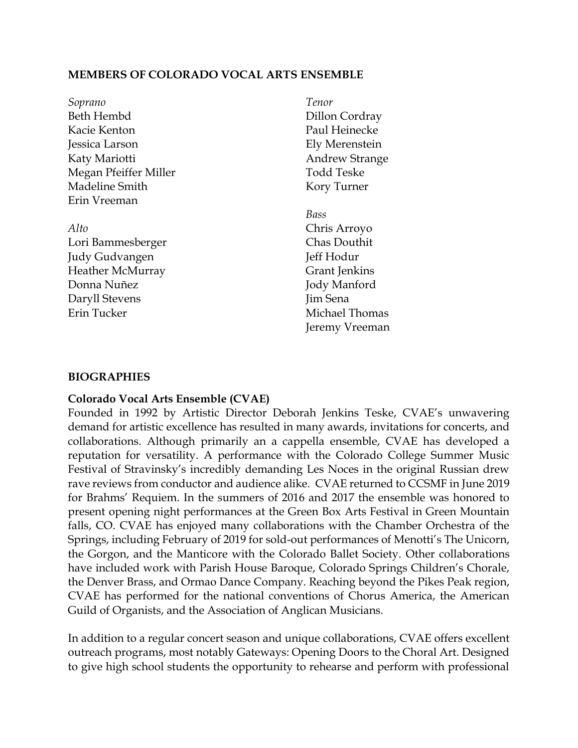**MEMBERS OF COLORADO VOCAL ARTS ENSEMBLE**

*Soprano*
Beth Hembd
Kacie Kenton
Jessica Larson
Katy Mariotti
Megan Pfeiffer Miller
Madeline Smith
Erin Vreeman

*Alto*
Lori Bammesberger
Judy Gudvangen
Heather McMurray
Donna Nuñez
Daryll Stevens
Erin Tucker

*Tenor*
Dillon Cordray
Paul Heinecke
Ely Merenstein
Andrew Strange
Todd Teske
Kory Turner

*Bass*
Chris Arroyo
Chas Douthit
Jeff Hodur
Grant Jenkins
Jody Manford
Jim Sena
Michael Thomas
Jeremy Vreeman

**BIOGRAPHIES**

**Colorado Vocal Arts Ensemble (CVAE)**

Founded in 1992 by Artistic Director Deborah Jenkins Teske, CVAE's unwavering demand for artistic excellence has resulted in many awards, invitations for concerts, and collaborations. Although primarily an a cappella ensemble, CVAE has developed a reputation for versatility. A performance with the Colorado College Summer Music Festival of Stravinsky's incredibly demanding Les Noces in the original Russian drew rave reviews from conductor and audience alike. CVAE returned to CCSMF in June 2019 for Brahms' Requiem. In the summers of 2016 and 2017 the ensemble was honored to present opening night performances at the Green Box Arts Festival in Green Mountain falls, CO. CVAE has enjoyed many collaborations with the Chamber Orchestra of the Springs, including February of 2019 for sold-out performances of Menotti's The Unicorn, the Gorgon, and the Manticore with the Colorado Ballet Society. Other collaborations have included work with Parish House Baroque, Colorado Springs Children's Chorale, the Denver Brass, and Ormao Dance Company. Reaching beyond the Pikes Peak region, CVAE has performed for the national conventions of Chorus America, the American Guild of Organists, and the Association of Anglican Musicians.

In addition to a regular concert season and unique collaborations, CVAE offers excellent outreach programs, most notably Gateways: Opening Doors to the Choral Art. Designed to give high school students the opportunity to rehearse and perform with professional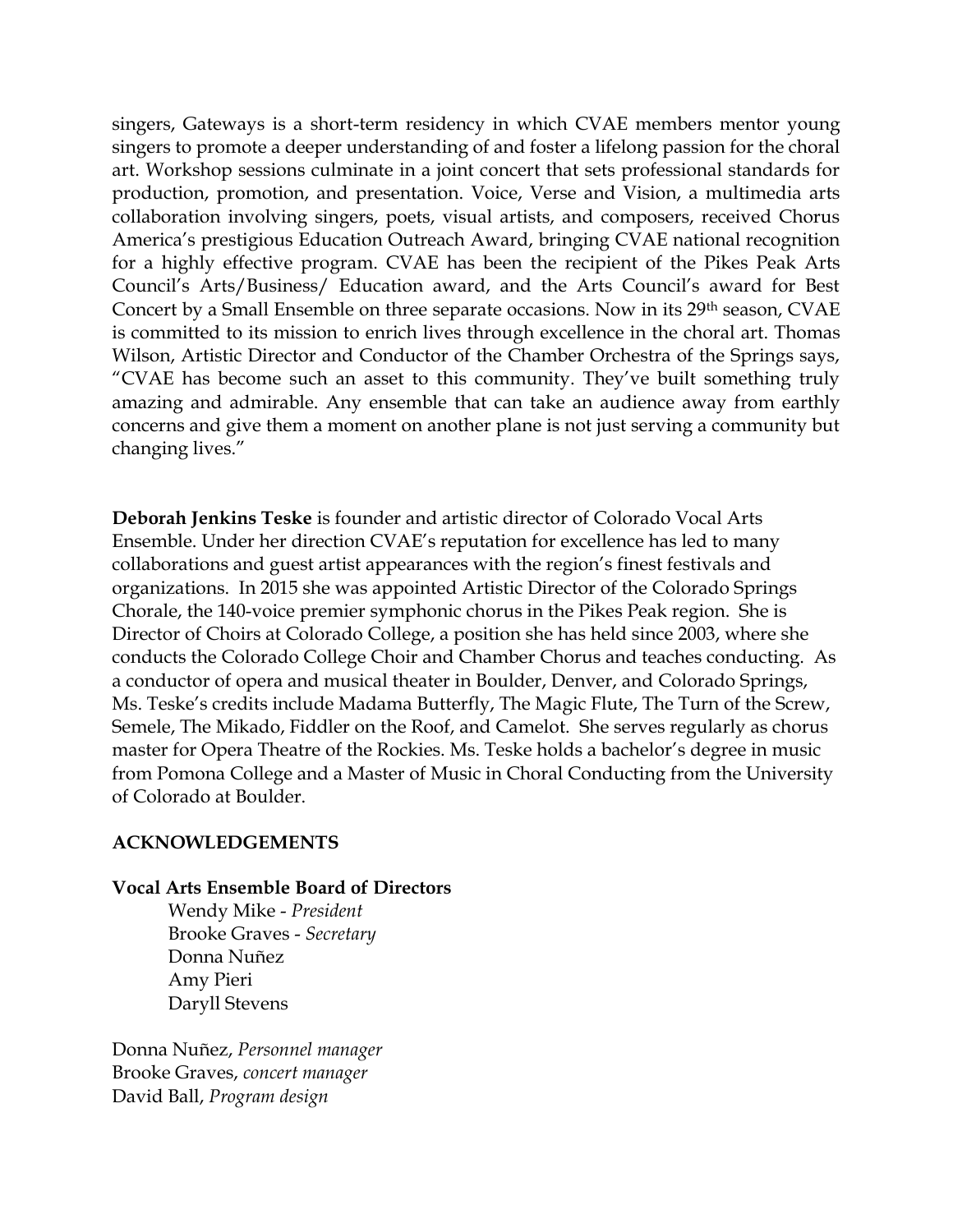singers, Gateways is a short-term residency in which CVAE members mentor young singers to promote a deeper understanding of and foster a lifelong passion for the choral art. Workshop sessions culminate in a joint concert that sets professional standards for production, promotion, and presentation. Voice, Verse and Vision, a multimedia arts collaboration involving singers, poets, visual artists, and composers, received Chorus America's prestigious Education Outreach Award, bringing CVAE national recognition for a highly effective program. CVAE has been the recipient of the Pikes Peak Arts Council's Arts/Business/ Education award, and the Arts Council's award for Best Concert by a Small Ensemble on three separate occasions. Now in its 29th season, CVAE is committed to its mission to enrich lives through excellence in the choral art. Thomas Wilson, Artistic Director and Conductor of the Chamber Orchestra of the Springs says, "CVAE has become such an asset to this community. They've built something truly amazing and admirable. Any ensemble that can take an audience away from earthly concerns and give them a moment on another plane is not just serving a community but changing lives."

**Deborah Jenkins Teske** is founder and artistic director of Colorado Vocal Arts Ensemble. Under her direction CVAE's reputation for excellence has led to many collaborations and guest artist appearances with the region's finest festivals and organizations. In 2015 she was appointed Artistic Director of the Colorado Springs Chorale, the 140-voice premier symphonic chorus in the Pikes Peak region. She is Director of Choirs at Colorado College, a position she has held since 2003, where she conducts the Colorado College Choir and Chamber Chorus and teaches conducting. As a conductor of opera and musical theater in Boulder, Denver, and Colorado Springs, Ms. Teske's credits include Madama Butterfly, The Magic Flute, The Turn of the Screw, Semele, The Mikado, Fiddler on the Roof, and Camelot. She serves regularly as chorus master for Opera Theatre of the Rockies. Ms. Teske holds a bachelor's degree in music from Pomona College and a Master of Music in Choral Conducting from the University of Colorado at Boulder.

**ACKNOWLEDGEMENTS**

**Vocal Arts Ensemble Board of Directors**

Wendy Mike - *President*
Brooke Graves - *Secretary*
Donna Nuñez
Amy Pieri
Daryll Stevens

Donna Nuñez, *Personnel manager*
Brooke Graves, *concert manager*
David Ball, *Program design*